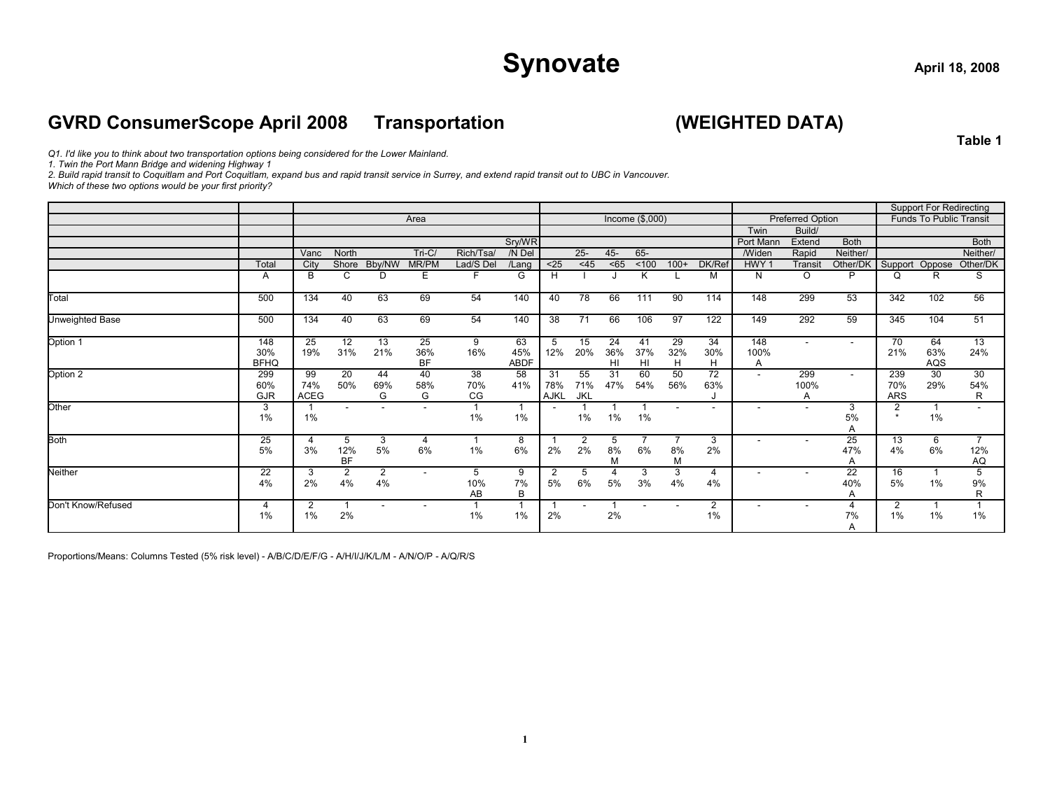# Synovate

April 18, 2008

## GVRD ConsumerScope April 2008 Transportation (WEIGHTED DATA)

**Table 1**

*Q1. I'd like you to think about two transportation options being considered for the Lower Mainland.*
*1. Twin the Port Mann Bridge and widening Highway 1*
*2. Build rapid transit to Coquitlam and Port Coquitlam, expand bus and rapid transit service in Surrey, and extend rapid transit out to UBC in Vancouver.*
*Which of these two options would be your first priority?*

| | | Area | | | | | | Income ($,000) | | | | | | Preferred Option | | | Support For Redirecting Funds To Public Transit | | |
|---|---|---|---|---|---|---|---|---|---|---|---|---|---|---|---|---|---|---|---|
| | Total | Vanc City | North Shore | Bby/NW | Tri-C/ MR/PM | Rich/Tsa/ Lad/S Del | Sry/WR /N Del /Lang | <25 | 25- <45 | 45- <65 | 65- <100 | 100+ | DK/Ref | Twin Port Mann /Widen HWY 1 | Build/ Extend Rapid Transit | Both Neither/ Other/DK | Support | Oppose | Both Neither/ Other/DK |
| | A | B | C | D | E | F | G | H | I | J | K | L | M | N | O | P | Q | R | S |
| Total | 500 | 134 | 40 | 63 | 69 | 54 | 140 | 40 | 78 | 66 | 111 | 90 | 114 | 148 | 299 | 53 | 342 | 102 | 56 |
| Unweighted Base | 500 | 134 | 40 | 63 | 69 | 54 | 140 | 38 | 71 | 66 | 106 | 97 | 122 | 149 | 292 | 59 | 345 | 104 | 51 |
| Option 1 | 148 | 25 | 12 | 13 | 25 | 9 | 63 | 5 | 15 | 24 | 41 | 29 | 34 | 148 | - | - | 70 | 64 | 13 |
| | 30% | 19% | 31% | 21% | 36% | 16% | 45% | 12% | 20% | 36% | 37% | 32% | 30% | 100% | | | 21% | 63% | 24% |
| | BFHQ | | | | BF | | ABDF | | | HI | HI | H | H | A | | | | AQS | |
| Option 2 | 299 | 99 | 20 | 44 | 40 | 38 | 58 | 31 | 55 | 31 | 60 | 50 | 72 | - | 299 | - | 239 | 30 | 30 |
| | 60% | 74% | 50% | 69% | 58% | 70% | 41% | 78% | 71% | 47% | 54% | 56% | 63% | | 100% | | 70% | 29% | 54% |
| | GJR | ACEG | | G | G | CG | | AJKL | JKL | | | | J | | A | | ARS | | R |
| Other | 3 | 1 | - | - | - | 1 | 1 | - | 1 | 1 | 1 | - | - | - | - | 3 | 2 | 1 | - |
| | 1% | 1% | | | | 1% | 1% | | 1% | 1% | 1% | | | | | 5% | * | 1% | |
| | | | | | | | | | | | | | | | | A | | | |
| Both | 25 | 4 | 5 | 3 | 4 | 1 | 8 | 1 | 2 | 5 | 7 | 7 | 3 | - | - | 25 | 13 | 6 | 7 |
| | 5% | 3% | 12% | 5% | 6% | 1% | 6% | 2% | 2% | 8% | 6% | 8% | 2% | | | 47% | 4% | 6% | 12% |
| | | | BF | | | | | | | M | | M | | | | A | | | AQ |
| Neither | 22 | 3 | 2 | 2 | - | 5 | 9 | 2 | 5 | 4 | 3 | 3 | 4 | - | - | 22 | 16 | 1 | 5 |
| | 4% | 2% | 4% | 4% | | 10% | 7% | 5% | 6% | 5% | 3% | 4% | 4% | | | 40% | 5% | 1% | 9% |
| | | | | | | AB | B | | | | | | | | | A | | | R |
| Don't Know/Refused | 4 | 2 | 1 | - | - | 1 | 1 | 1 | - | 1 | - | - | 2 | - | - | 4 | 2 | 1 | 1 |
| | 1% | 1% | 2% | | | 1% | 1% | 2% | | 2% | | | 1% | | | 7% | 1% | 1% | 1% |
| | | | | | | | | | | | | | | | | A | | | |

Proportions/Means: Columns Tested (5% risk level) - A/B/C/D/E/F/G - A/H/I/J/K/L/M - A/N/O/P - A/Q/R/S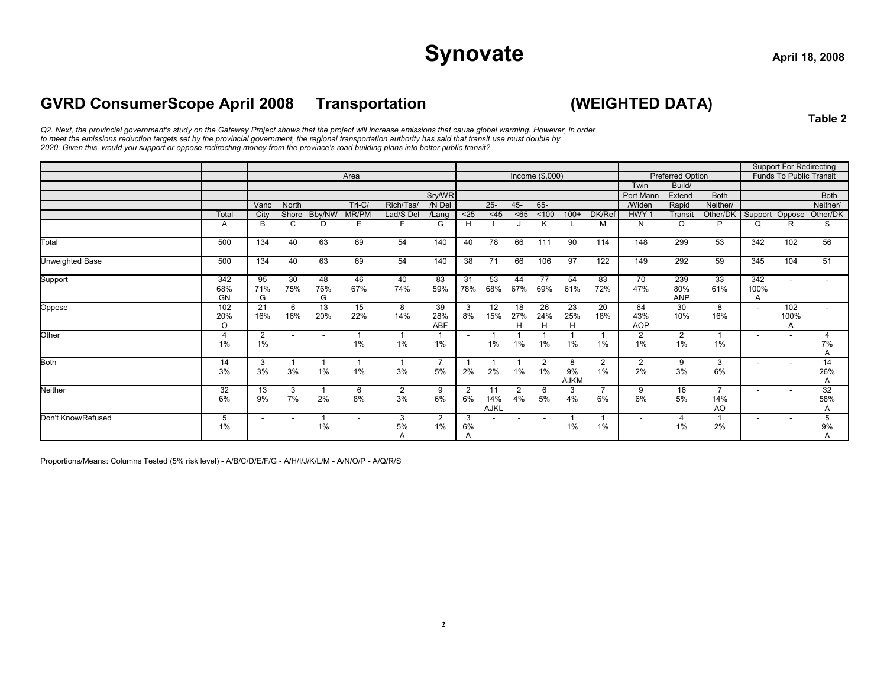**Synovate** April 18, 2008

## GVRD ConsumerScope April 2008 Transportation (WEIGHTED DATA)

**Table 2**

*Q2. Next, the provincial government's study on the Gateway Project shows that the project will increase emissions that cause global warming. However, in order to meet the emissions reduction targets set by the provincial government, the regional transportation authority has said that transit use must double by 2020. Given this, would you support or oppose redirecting money from the province's road building plans into better public transit?*

| | | Area | | | | | | Income ($,000) | | | | | | Preferred Option | | | Support For Redirecting Funds To Public Transit | | |
|---|---|---|---|---|---|---|---|---|---|---|---|---|---|---|---|---|---|---|---|
| | Total | Vanc City | North Shore | Bby/NW | Tri-C/ MR/PM | Rich/Tsa/ Lad/S Del | Sry/WR /N Del /Lang | <25 | 25- <45 | 45- <65 | 65- <100 | 100+ | DK/Ref | Twin Port Mann /Widen HWY 1 | Build/ Extend Rapid Transit | Both Neither/ Other/DK | Support | Oppose | Both Neither/ Other/DK |
| | A | B | C | D | E | F | G | H | I | J | K | L | M | N | O | P | Q | R | S |
| Total | 500 | 134 | 40 | 63 | 69 | 54 | 140 | 40 | 78 | 66 | 111 | 90 | 114 | 148 | 299 | 53 | 342 | 102 | 56 |
| Unweighted Base | 500 | 134 | 40 | 63 | 69 | 54 | 140 | 38 | 71 | 66 | 106 | 97 | 122 | 149 | 292 | 59 | 345 | 104 | 51 |
| Support | 342 | 95 | 30 | 48 | 46 | 40 | 83 | 31 | 53 | 44 | 77 | 54 | 83 | 70 | 239 | 33 | 342 | - | - |
| | 68% | 71% | 75% | 76% | 67% | 74% | 59% | 78% | 68% | 67% | 69% | 61% | 72% | 47% | 80% | 61% | 100% | | |
| | GN | G | | G | | | | | | | | | | | ANP | | A | | |
| Oppose | 102 | 21 | 6 | 13 | 15 | 8 | 39 | 3 | 12 | 18 | 26 | 23 | 20 | 64 | 30 | 8 | - | 102 | - |
| | 20% | 16% | 16% | 20% | 22% | 14% | 28% | 8% | 15% | 27% | 24% | 25% | 18% | 43% | 10% | 16% | | 100% | |
| | O | | | | | | ABF | | | H | H | H | | AOP | | | | A | |
| Other | 4 | 2 | - | - | 1 | 1 | 1 | - | 1 | 1 | 1 | 1 | 1 | 2 | 2 | 1 | - | - | 4 |
| | 1% | 1% | | | 1% | 1% | 1% | | 1% | 1% | 1% | 1% | 1% | 1% | 1% | 1% | | | 7% |
| | | | | | | | | | | | | | | | | | | | A |
| Both | 14 | 3 | 1 | 1 | 1 | 1 | 7 | 1 | 1 | 1 | 2 | 8 | 2 | 2 | 9 | 3 | - | - | 14 |
| | 3% | 3% | 3% | 1% | 1% | 3% | 5% | 2% | 2% | 1% | 1% | 9% | 1% | 2% | 3% | 6% | | | 26% |
| | | | | | | | | | | | | AJKM | | | | | | | A |
| Neither | 32 | 13 | 3 | 1 | 6 | 2 | 9 | 2 | 11 | 2 | 6 | 3 | 7 | 9 | 16 | 7 | - | - | 32 |
| | 6% | 9% | 7% | 2% | 8% | 3% | 6% | 6% | 14% | 4% | 5% | 4% | 6% | 6% | 5% | 14% | | | 58% |
| | | | | | | | | | AJKL | | | | | | | AO | | | A |
| Don't Know/Refused | 5 | - | - | 1 | - | 3 | 2 | 3 | - | - | - | 1 | 1 | - | 4 | 1 | - | - | 5 |
| | 1% | | | 1% | | 5% | 1% | 6% | | | | 1% | 1% | | 1% | 2% | | | 9% |
| | | | | | | A | | A | | | | | | | | | | | A |

Proportions/Means: Columns Tested (5% risk level) - A/B/C/D/E/F/G - A/H/I/J/K/L/M - A/N/O/P - A/Q/R/S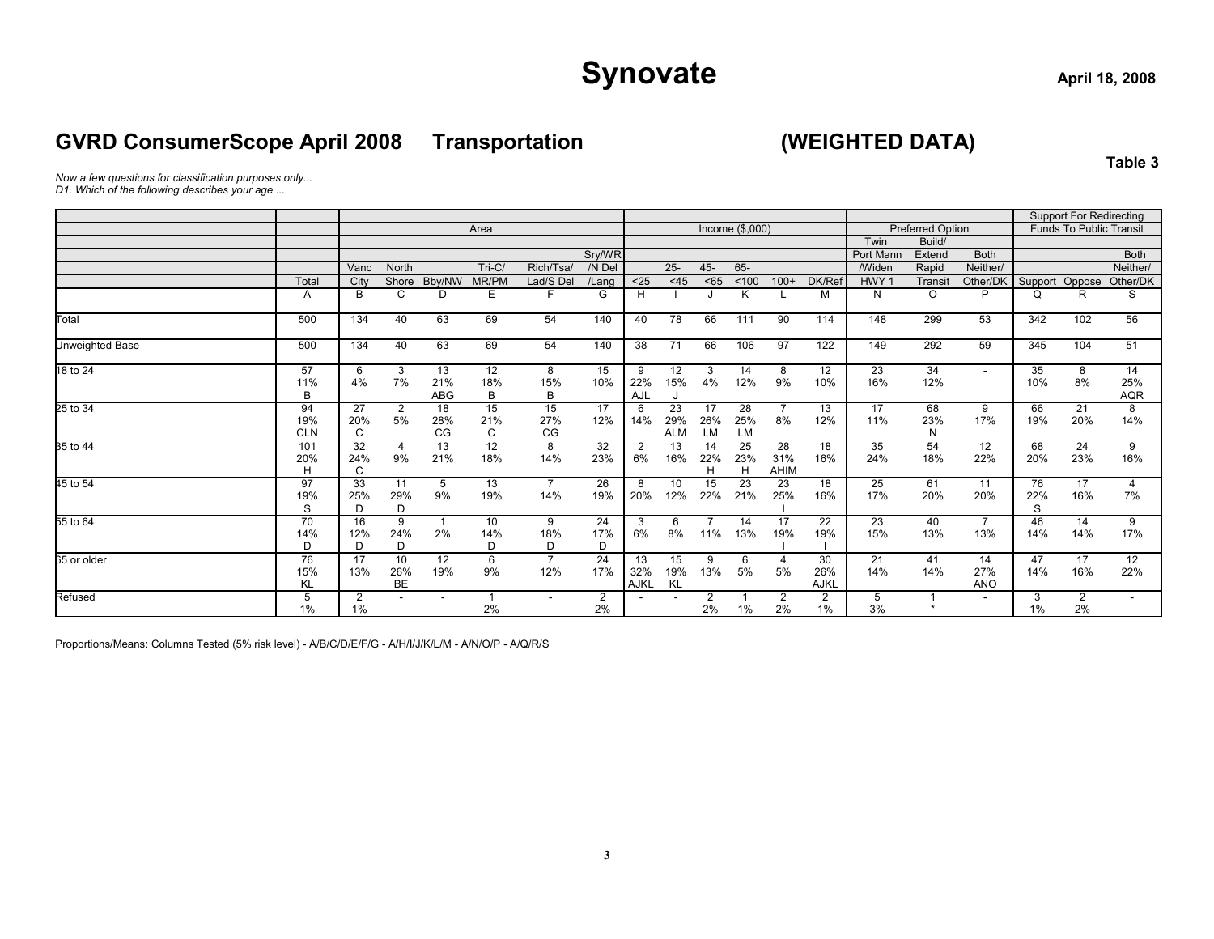# Synovate

April 18, 2008

## GVRD ConsumerScope April 2008 Transportation (WEIGHTED DATA)

Table 3

*Now a few questions for classification purposes only...*
*D1. Which of the following describes your age ...*

| | | Area | | | | | | | Income ($,000) | | | | | | Preferred Option | | | Support For Redirecting Funds To Public Transit | | |
|---|---|---|---|---|---|---|---|---|---|---|---|---|---|---|---|---|---|---|---|---|
| | Total | Vanc City | North Shore | Bby/NW | Tri-C/ MR/PM | Rich/Tsa/ Lad/S Del | Sry/WR /N Del /Lang | <25 | 25- <45 | 45- <65 | 65- <100 | 100+ | DK/Ref | Twin Port Mann /Widen HWY 1 | Build/ Extend Rapid Transit | Both Neither/ Other/DK | Support | Oppose | Both Neither/ Other/DK |
| | A | B | C | D | E | F | G | H | I | J | K | L | M | N | O | P | Q | R | S |
| Total | 500 | 134 | 40 | 63 | 69 | 54 | 140 | 40 | 78 | 66 | 111 | 90 | 114 | 148 | 299 | 53 | 342 | 102 | 56 |
| Unweighted Base | 500 | 134 | 40 | 63 | 69 | 54 | 140 | 38 | 71 | 66 | 106 | 97 | 122 | 149 | 292 | 59 | 345 | 104 | 51 |
| 18 to 24 | 57 | 6 | 3 | 13 | 12 | 8 | 15 | 9 | 12 | 3 | 14 | 8 | 12 | 23 | 34 | - | 35 | 8 | 14 |
| | 11% | 4% | 7% | 21% | 18% | 15% | 10% | 22% | 15% | 4% | 12% | 9% | 10% | 16% | 12% | | 10% | 8% | 25% |
| | B | | | ABG | B | B | | AJL | J | | | | | | | | | | AQR |
| 25 to 34 | 94 | 27 | 2 | 18 | 15 | 15 | 17 | 6 | 23 | 17 | 28 | 7 | 13 | 17 | 68 | 9 | 66 | 21 | 8 |
| | 19% | 20% | 5% | 28% | 21% | 27% | 12% | 14% | 29% | 26% | 25% | 8% | 12% | 11% | 23% | 17% | 19% | 20% | 14% |
| | CLN | C | | CG | C | CG | | | ALM | LM | LM | | | | N | | | | |
| 35 to 44 | 101 | 32 | 4 | 13 | 12 | 8 | 32 | 2 | 13 | 14 | 25 | 28 | 18 | 35 | 54 | 12 | 68 | 24 | 9 |
| | 20% | 24% | 9% | 21% | 18% | 14% | 23% | 6% | 16% | 22% | 23% | 31% | 16% | 24% | 18% | 22% | 20% | 23% | 16% |
| | H | C | | | | | | | | H | H | AHIM | | | | | | | |
| 45 to 54 | 97 | 33 | 11 | 5 | 13 | 7 | 26 | 8 | 10 | 15 | 23 | 23 | 18 | 25 | 61 | 11 | 76 | 17 | 4 |
| | 19% | 25% | 29% | 9% | 19% | 14% | 19% | 20% | 12% | 22% | 21% | 25% | 16% | 17% | 20% | 20% | 22% | 16% | 7% |
| | S | D | D | | | | | | | | | I | | | | | S | | |
| 55 to 64 | 70 | 16 | 9 | 1 | 10 | 9 | 24 | 3 | 6 | 7 | 14 | 17 | 22 | 23 | 40 | 7 | 46 | 14 | 9 |
| | 14% | 12% | 24% | 2% | 14% | 18% | 17% | 6% | 8% | 11% | 13% | 19% | 19% | 15% | 13% | 13% | 14% | 14% | 17% |
| | D | D | D | | D | D | D | | | | | I | I | | | | | | |
| 65 or older | 76 | 17 | 10 | 12 | 6 | 7 | 24 | 13 | 15 | 9 | 6 | 4 | 30 | 21 | 41 | 14 | 47 | 17 | 12 |
| | 15% | 13% | 26% | 19% | 9% | 12% | 17% | 32% | 19% | 13% | 5% | 5% | 26% | 14% | 14% | 27% | 14% | 16% | 22% |
| | KL | | BE | | | | | AJKL | KL | | | | AJKL | | | ANO | | | |
| Refused | 5 | 2 | - | - | 1 | - | 2 | - | - | 2 | 1 | 2 | 2 | 5 | 1 | - | 3 | 2 | - |
| | 1% | 1% | | | 2% | | 2% | | | 2% | 1% | 2% | 1% | 3% | * | | 1% | 2% | |

Proportions/Means: Columns Tested (5% risk level) - A/B/C/D/E/F/G - A/H/I/J/K/L/M - A/N/O/P - A/Q/R/S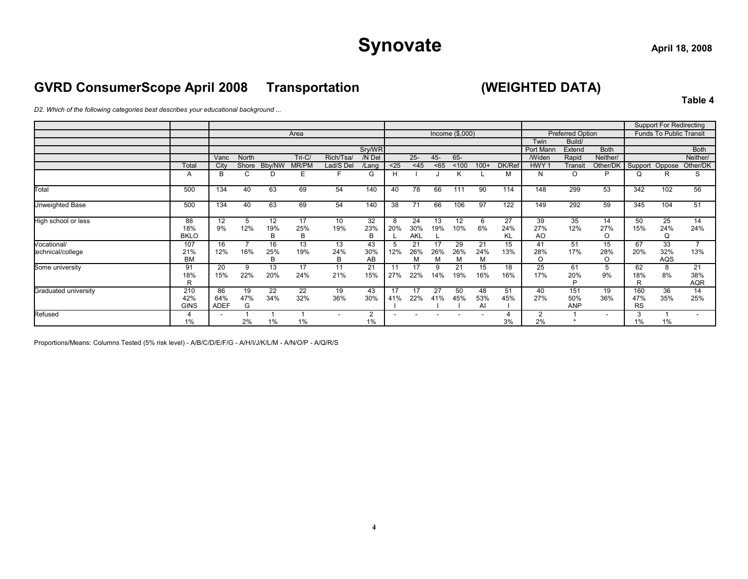# Synovate

April 18, 2008

## GVRD ConsumerScope April 2008 Transportation (WEIGHTED DATA)

Table 4

*D2. Which of the following categories best describes your educational background ...*

| | | Area | | | | | | Income ($,000) | | | | | | Preferred Option | | | Support For Redirecting Funds To Public Transit | | |
|---|---|---|---|---|---|---|---|---|---|---|---|---|---|---|---|---|---|---|---|
| | Total | Vanc City | North Shore | Bby/NW | Tri-C/ MR/PM | Rich/Tsa/ Lad/S Del | Sry/WR /N Del /Lang | <25 | 25- <45 | 45- <65 | 65- <100 | 100+ | DK/Ref | Twin Port Mann /Widen HWY 1 | Build/ Extend Rapid Transit | Both Neither/ Other/DK | Support | Oppose | Both Neither/ Other/DK |
| | A | B | C | D | E | F | G | H | I | J | K | L | M | N | O | P | Q | R | S |
| Total | 500 | 134 | 40 | 63 | 69 | 54 | 140 | 40 | 78 | 66 | 111 | 90 | 114 | 148 | 299 | 53 | 342 | 102 | 56 |
| Unweighted Base | 500 | 134 | 40 | 63 | 69 | 54 | 140 | 38 | 71 | 66 | 106 | 97 | 122 | 149 | 292 | 59 | 345 | 104 | 51 |
| High school or less | 88 | 12 | 5 | 12 | 17 | 10 | 32 | 8 | 24 | 13 | 12 | 6 | 27 | 39 | 35 | 14 | 50 | 25 | 14 |
| | 18% | 9% | 12% | 19% | 25% | 19% | 23% | 20% | 30% | 19% | 10% | 6% | 24% | 27% | 12% | 27% | 15% | 24% | 24% |
| | BKLO | | | B | B | | B | L | AKL | L | | | KL | AO | | O | | Q | |
| Vocational/ technical/college | 107 | 16 | 7 | 16 | 13 | 13 | 43 | 5 | 21 | 17 | 29 | 21 | 15 | 41 | 51 | 15 | 67 | 33 | 7 |
| | 21% | 12% | 16% | 25% | 19% | 24% | 30% | 12% | 26% | 26% | 26% | 24% | 13% | 28% | 17% | 28% | 20% | 32% | 13% |
| | BM | | | B | | B | AB | | M | M | M | M | | O | | O | | AQS | |
| Some university | 91 | 20 | 9 | 13 | 17 | 11 | 21 | 11 | 17 | 9 | 21 | 15 | 18 | 25 | 61 | 5 | 62 | 8 | 21 |
| | 18% | 15% | 22% | 20% | 24% | 21% | 15% | 27% | 22% | 14% | 19% | 16% | 16% | 17% | 20% | 9% | 18% | 8% | 38% |
| | R | | | | | | | | | | | | | | P | | R | | AQR |
| Graduated university | 210 | 86 | 19 | 22 | 22 | 19 | 43 | 17 | 17 | 27 | 50 | 48 | 51 | 40 | 151 | 19 | 160 | 36 | 14 |
| | 42% | 64% | 47% | 34% | 32% | 36% | 30% | 41% | 22% | 41% | 45% | 53% | 45% | 27% | 50% | 36% | 47% | 35% | 25% |
| | GINS | ADEF | G | | | | | I | | I | I | AI | I | | ANP | | RS | | |
| Refused | 4 | - | 1 | 1 | 1 | - | 2 | - | - | - | - | - | 4 | 2 | 1 | - | 3 | 1 | - |
| | 1% | | 2% | 1% | 1% | | 1% | | | | | | 3% | 2% | * | | 1% | 1% | |

Proportions/Means: Columns Tested (5% risk level) - A/B/C/D/E/F/G - A/H/I/J/K/L/M - A/N/O/P - A/Q/R/S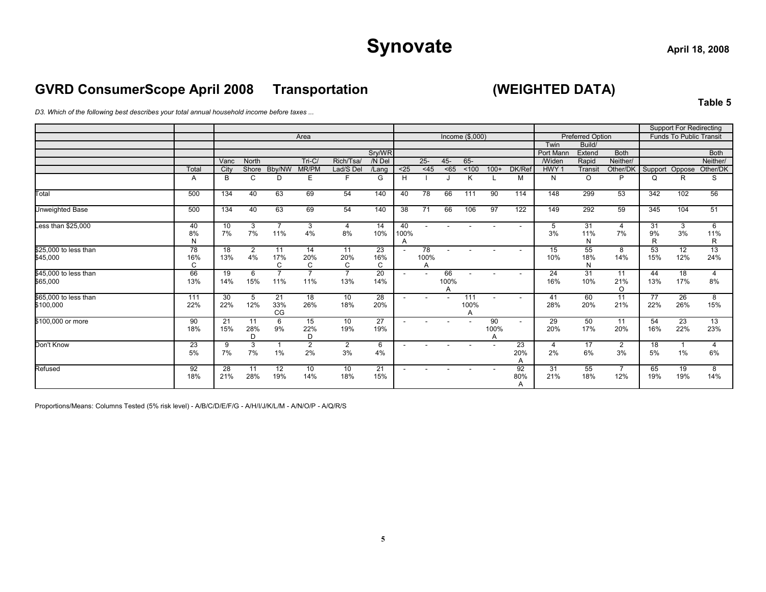# Synovate

April 18, 2008

## GVRD ConsumerScope April 2008 Transportation (WEIGHTED DATA)

Table 5

*D3. Which of the following best describes your total annual household income before taxes ...*

| | | Area | | | | | | Income ($,000) | | | | | | Preferred Option | | | Support For Redirecting Funds To Public Transit | | |
|---|---|---|---|---|---|---|---|---|---|---|---|---|---|---|---|---|---|---|---|
| | Total | Vanc City | North Shore | Bby/NW | Tri-C/ MR/PM | Rich/Tsa/ Lad/S Del | Sry/WR /N Del /Lang | <25 | 25- <45 | 45- <65 | 65- <100 | 100+ | DK/Ref | Twin Port Mann /Widen HWY 1 | Build/ Extend Rapid Transit | Both Neither/ Other/DK | Support | Oppose | Both Neither/ Other/DK |
| | A | B | C | D | E | F | G | H | I | J | K | L | M | N | O | P | Q | R | S |
| Total | 500 | 134 | 40 | 63 | 69 | 54 | 140 | 40 | 78 | 66 | 111 | 90 | 114 | 148 | 299 | 53 | 342 | 102 | 56 |
| Unweighted Base | 500 | 134 | 40 | 63 | 69 | 54 | 140 | 38 | 71 | 66 | 106 | 97 | 122 | 149 | 292 | 59 | 345 | 104 | 51 |
| Less than $25,000 | 40<br>8%<br>N | 10<br>7% | 3<br>7% | 7<br>11% | 3<br>4% | 4<br>8% | 14<br>10% | 40<br>100%<br>A | - | - | - | - | - | 5<br>3% | 31<br>11%<br>N | 4<br>7% | 31<br>9%<br>R | 3<br>3% | 6<br>11%<br>R |
| $25,000 to less than $45,000 | 78<br>16%<br>C | 18<br>13% | 2<br>4% | 11<br>17%<br>C | 14<br>20%<br>C | 11<br>20%<br>C | 23<br>16%<br>C | - | 78<br>100%<br>A | - | - | - | - | 15<br>10% | 55<br>18%<br>N | 8<br>14% | 53<br>15% | 12<br>12% | 13<br>24% |
| $45,000 to less than $65,000 | 66<br>13% | 19<br>14% | 6<br>15% | 7<br>11% | 7<br>11% | 7<br>13% | 20<br>14% | - | - | 66<br>100%<br>A | - | - | - | 24<br>16% | 31<br>10% | 11<br>21%<br>O | 44<br>13% | 18<br>17% | 4<br>8% |
| $65,000 to less than $100,000 | 111<br>22% | 30<br>22% | 5<br>12% | 21<br>33%<br>CG | 18<br>26% | 10<br>18% | 28<br>20% | - | - | - | 111<br>100%<br>A | - | - | 41<br>28% | 60<br>20% | 11<br>21% | 77<br>22% | 26<br>26% | 8<br>15% |
| $100,000 or more | 90<br>18% | 21<br>15% | 11<br>28%<br>D | 6<br>9% | 15<br>22%<br>D | 10<br>19% | 27<br>19% | - | - | - | - | 90<br>100%<br>A | - | 29<br>20% | 50<br>17% | 11<br>20% | 54<br>16% | 23<br>22% | 13<br>23% |
| Don't Know | 23<br>5% | 9<br>7% | 3<br>7% | 1<br>1% | 2<br>2% | 2<br>3% | 6<br>4% | - | - | - | - | - | 23<br>20%<br>A | 4<br>2% | 17<br>6% | 2<br>3% | 18<br>5% | 1<br>1% | 4<br>6% |
| Refused | 92<br>18% | 28<br>21% | 11<br>28% | 12<br>19% | 10<br>14% | 10<br>18% | 21<br>15% | - | - | - | - | - | 92<br>80%<br>A | 31<br>21% | 55<br>18% | 7<br>12% | 65<br>19% | 19<br>19% | 8<br>14% |

Proportions/Means: Columns Tested (5% risk level) - A/B/C/D/E/F/G - A/H/I/J/K/L/M - A/N/O/P - A/Q/R/S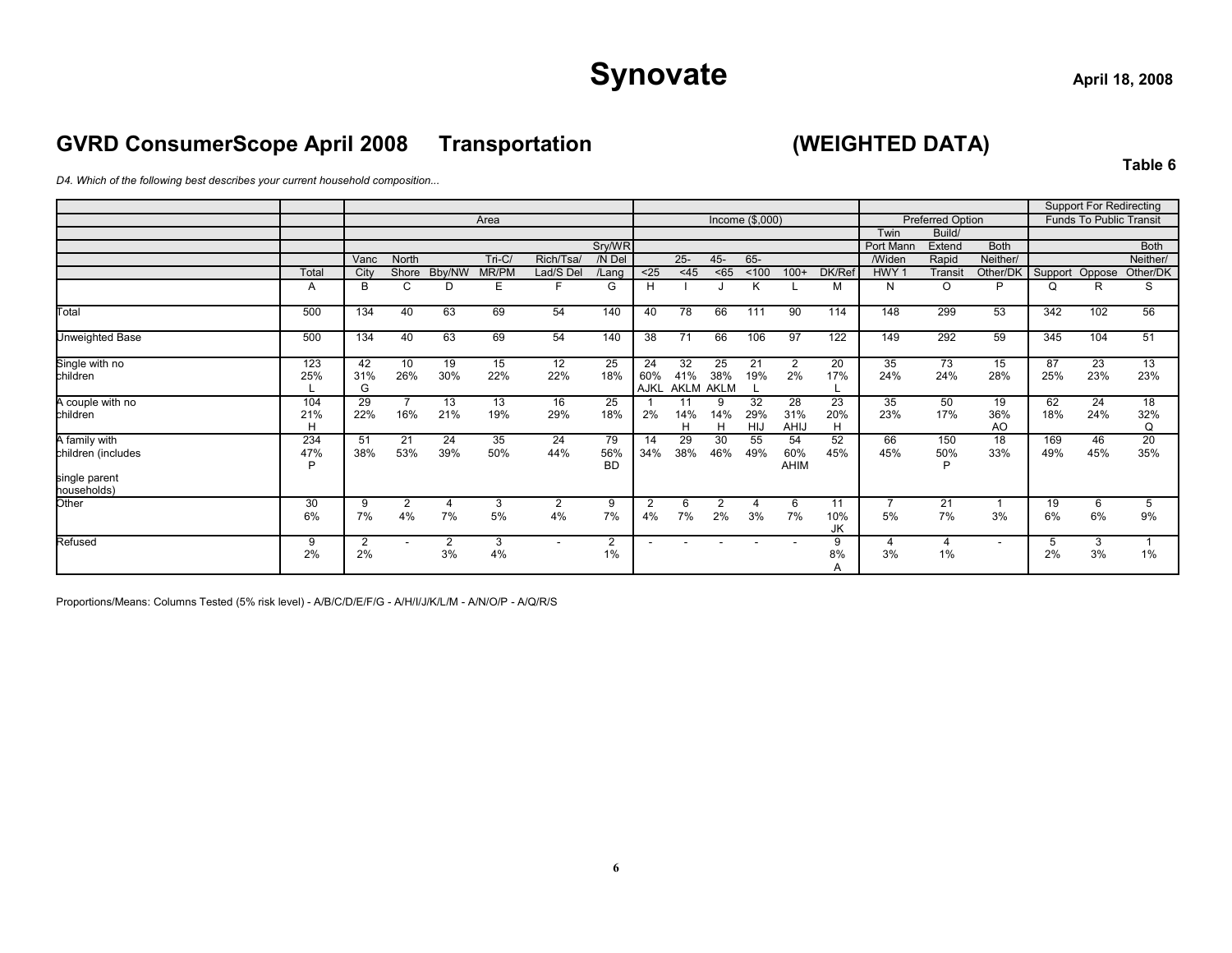# Synovate

April 18, 2008

## GVRD ConsumerScope April 2008 Transportation (WEIGHTED DATA)

**Table 6**

*D4. Which of the following best describes your current household composition...*

| | | Area | | | | | | Income ($,000) | | | | | | Preferred Option | | | Support For Redirecting Funds To Public Transit | | |
|---|---|---|---|---|---|---|---|---|---|---|---|---|---|---|---|---|---|---|---|
| | | | | | | | | | | | | | | Twin Port Mann /Widen HWY 1 | Build/ Extend Rapid Transit | Both Neither/ Other/DK | | | |
| | Total | Vanc City | North Shore | Bby/NW | Tri-C/ MR/PM | Rich/Tsa/ Lad/S Del | Sry/WR /N Del /Lang | <25 | 25- <45 | 45- <65 | 65- <100 | 100+ | DK/Ref | | | | Support | Oppose | Both Neither/ Other/DK |
| | A | B | C | D | E | F | G | H | I | J | K | L | M | N | O | P | Q | R | S |
| Total | 500 | 134 | 40 | 63 | 69 | 54 | 140 | 40 | 78 | 66 | 111 | 90 | 114 | 148 | 299 | 53 | 342 | 102 | 56 |
| Unweighted Base | 500 | 134 | 40 | 63 | 69 | 54 | 140 | 38 | 71 | 66 | 106 | 97 | 122 | 149 | 292 | 59 | 345 | 104 | 51 |
| Single with no children | 123<br>25%<br>L | 42<br>31%<br>G | 10<br>26% | 19<br>30% | 15<br>22% | 12<br>22% | 25<br>18% | 24<br>60%<br>AJKL | 32<br>41%<br>AKLM | 25<br>38%<br>AKLM | 21<br>19%<br>L | 2<br>2% | 20<br>17%<br>L | 35<br>24% | 73<br>24% | 15<br>28% | 87<br>25% | 23<br>23% | 13<br>23% |
| A couple with no children | 104<br>21%<br>H | 29<br>22% | 7<br>16% | 13<br>21% | 13<br>19% | 16<br>29% | 25<br>18% | 1<br>2% | 11<br>14%<br>H | 9<br>14%<br>H | 32<br>29%<br>HIJ | 28<br>31%<br>AHIJ | 23<br>20%<br>H | 35<br>23% | 50<br>17% | 19<br>36%<br>AO | 62<br>18% | 24<br>24% | 18<br>32%<br>Q |
| A family with children (includes single parent households) | 234<br>47%<br>P | 51<br>38% | 21<br>53% | 24<br>39% | 35<br>50% | 24<br>44% | 79<br>56%<br>BD | 14<br>34% | 29<br>38% | 30<br>46% | 55<br>49% | 54<br>60%<br>AHIM | 52<br>45% | 66<br>45% | 150<br>50%<br>P | 18<br>33% | 169<br>49% | 46<br>45% | 20<br>35% |
| Other | 30<br>6% | 9<br>7% | 2<br>4% | 4<br>7% | 3<br>5% | 2<br>4% | 9<br>7% | 2<br>4% | 6<br>7% | 2<br>2% | 4<br>3% | 6<br>7% | 11<br>10%<br>JK | 7<br>5% | 21<br>7% | 1<br>3% | 19<br>6% | 6<br>6% | 5<br>9% |
| Refused | 9<br>2% | 2<br>2% | - | 2<br>3% | 3<br>4% | - | 2<br>1% | - | - | - | - | - | 9<br>8%<br>A | 4<br>3% | 4<br>1% | - | 5<br>2% | 3<br>3% | 1<br>1% |

Proportions/Means: Columns Tested (5% risk level) - A/B/C/D/E/F/G - A/H/I/J/K/L/M - A/N/O/P - A/Q/R/S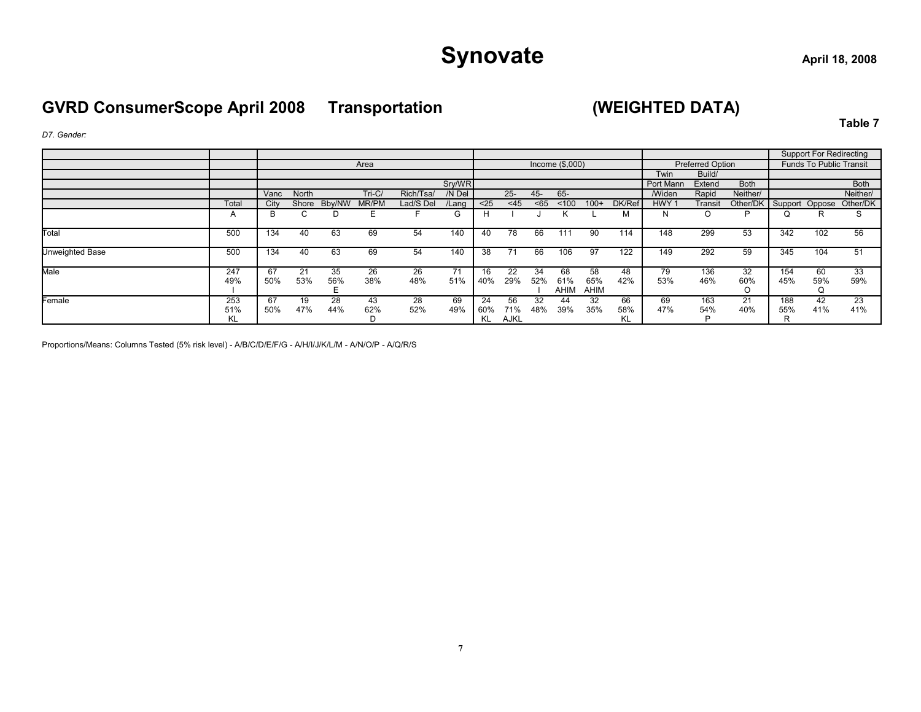# Synovate

April 18, 2008

## GVRD ConsumerScope April 2008 Transportation (WEIGHTED DATA)

**Table 7**

*D7. Gender:*

| | | Area | | | | | | Income ($,000) | | | | | | Preferred Option | | | Support For Redirecting Funds To Public Transit | | |
|---|---|---|---|---|---|---|---|---|---|---|---|---|---|---|---|---|---|---|---|
| | Total | Vanc City | North Shore | Bby/NW | Tri-C/ MR/PM | Rich/Tsa/ Lad/S Del | Sry/WR /N Del /Lang | <25 | 25- <45 | 45- <65 | 65- <100 | 100+ | DK/Ref | Twin Port Mann /Widen HWY 1 | Build/ Extend Rapid Transit | Both Neither/ Other/DK | Support | Oppose | Both Neither/ Other/DK |
| | A | B | C | D | E | F | G | H | I | J | K | L | M | N | O | P | Q | R | S |
| Total | 500 | 134 | 40 | 63 | 69 | 54 | 140 | 40 | 78 | 66 | 111 | 90 | 114 | 148 | 299 | 53 | 342 | 102 | 56 |
| Unweighted Base | 500 | 134 | 40 | 63 | 69 | 54 | 140 | 38 | 71 | 66 | 106 | 97 | 122 | 149 | 292 | 59 | 345 | 104 | 51 |
| Male | 247 | 67 | 21 | 35 | 26 | 26 | 71 | 16 | 22 | 34 | 68 | 58 | 48 | 79 | 136 | 32 | 154 | 60 | 33 |
| | 49% | 50% | 53% | 56% | 38% | 48% | 51% | 40% | 29% | 52% | 61% | 65% | 42% | 53% | 46% | 60% | 45% | 59% | 59% |
| | I | | | E | | | | | | I | AHIM | AHIM | | | | O | | Q | |
| Female | 253 | 67 | 19 | 28 | 43 | 28 | 69 | 24 | 56 | 32 | 44 | 32 | 66 | 69 | 163 | 21 | 188 | 42 | 23 |
| | 51% | 50% | 47% | 44% | 62% | 52% | 49% | 60% | 71% | 48% | 39% | 35% | 58% | 47% | 54% | 40% | 55% | 41% | 41% |
| | KL | | | | D | | | KL | AJKL | | | | KL | | P | | R | | |

Proportions/Means: Columns Tested (5% risk level) - A/B/C/D/E/F/G - A/H/I/J/K/L/M - A/N/O/P - A/Q/R/S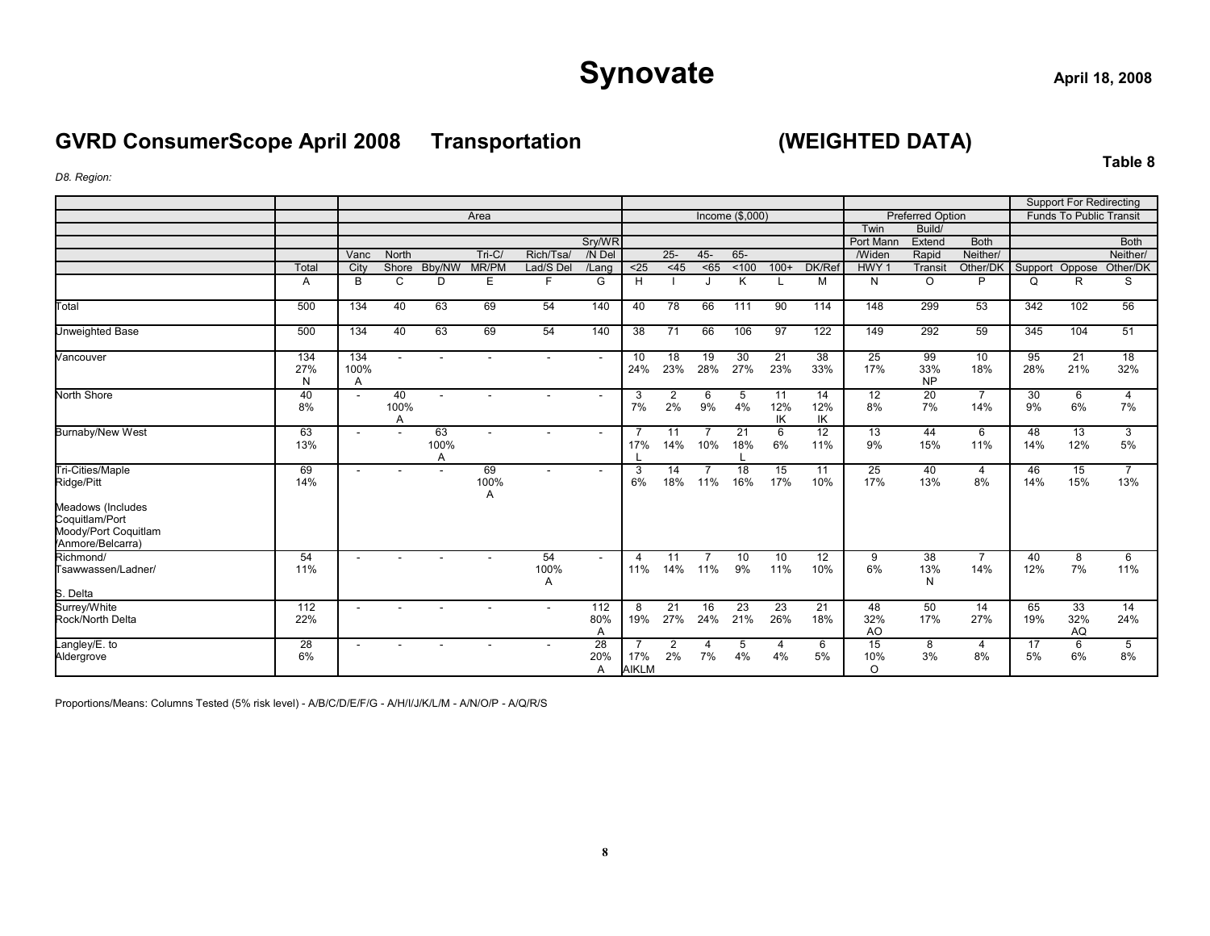# Synovate

April 18, 2008

## GVRD ConsumerScope April 2008 Transportation (WEIGHTED DATA)

**Table 8**

*D8. Region:*

| | | Area | | | | | | Income ($,000) | | | | | | Preferred Option | | | Support For Redirecting Funds To Public Transit | | |
|---|---|---|---|---|---|---|---|---|---|---|---|---|---|---|---|---|---|---|---|
| | Total | Vanc City | North Shore | Bby/NW | Tri-C/ MR/PM | Rich/Tsa/ Lad/S Del | Sry/WR /N Del /Lang | <25 | 25- <45 | 45- <65 | 65- <100 | 100+ | DK/Ref | Twin Port Mann /Widen HWY 1 | Build/ Extend Rapid Transit | Both Neither/ Other/DK | Support | Oppose | Both Neither/ Other/DK |
| | A | B | C | D | E | F | G | H | I | J | K | L | M | N | O | P | Q | R | S |
| Total | 500 | 134 | 40 | 63 | 69 | 54 | 140 | 40 | 78 | 66 | 111 | 90 | 114 | 148 | 299 | 53 | 342 | 102 | 56 |
| Unweighted Base | 500 | 134 | 40 | 63 | 69 | 54 | 140 | 38 | 71 | 66 | 106 | 97 | 122 | 149 | 292 | 59 | 345 | 104 | 51 |
| Vancouver | 134<br>27%<br>N | 134<br>100%<br>A | - | - | - | - | - | 10<br>24% | 18<br>23% | 19<br>28% | 30<br>27% | 21<br>23% | 38<br>33% | 25<br>17% | 99<br>33%<br>NP | 10<br>18% | 95<br>28% | 21<br>21% | 18<br>32% |
| North Shore | 40<br>8% | - | 40<br>100%<br>A | - | - | - | - | 3<br>7% | 2<br>2% | 6<br>9% | 5<br>4% | 11<br>12%<br>IK | 14<br>12%<br>IK | 12<br>8% | 20<br>7% | 7<br>14% | 30<br>9% | 6<br>6% | 4<br>7% |
| Burnaby/New West | 63<br>13% | - | - | 63<br>100%<br>A | - | - | - | 7<br>17%<br>L | 11<br>14% | 7<br>10% | 21<br>18%<br>L | 6<br>6% | 12<br>11% | 13<br>9% | 44<br>15% | 6<br>11% | 48<br>14% | 13<br>12% | 3<br>5% |
| Tri-Cities/Maple Ridge/Pitt Meadows (Includes Coquitlam/Port Moody/Port Coquitlam /Anmore/Belcarra) | 69<br>14% | - | - | - | 69<br>100%<br>A | - | - | 3<br>6% | 14<br>18% | 7<br>11% | 18<br>16% | 15<br>17% | 11<br>10% | 25<br>17% | 40<br>13% | 4<br>8% | 46<br>14% | 15<br>15% | 7<br>13% |
| Richmond/ Tsawwassen/Ladner/ S. Delta | 54<br>11% | - | - | - | - | 54<br>100%<br>A | - | 4<br>11% | 11<br>14% | 7<br>11% | 10<br>9% | 10<br>11% | 12<br>10% | 9<br>6% | 38<br>13%<br>N | 7<br>14% | 40<br>12% | 8<br>7% | 6<br>11% |
| Surrey/White Rock/North Delta | 112<br>22% | - | - | - | - | - | 112<br>80%<br>A | 8<br>19% | 21<br>27% | 16<br>24% | 23<br>21% | 23<br>26% | 21<br>18% | 48<br>32%<br>AO | 50<br>17% | 14<br>27% | 65<br>19% | 33<br>32%<br>AQ | 14<br>24% |
| Langley/E. to Aldergrove | 28<br>6% | - | - | - | - | - | 28<br>20%<br>A | 7<br>17%<br>AIKLM | 2<br>2% | 4<br>7% | 5<br>4% | 4<br>4% | 6<br>5% | 15<br>10%<br>O | 8<br>3% | 4<br>8% | 17<br>5% | 6<br>6% | 5<br>8% |

Proportions/Means: Columns Tested (5% risk level) - A/B/C/D/E/F/G - A/H/I/J/K/L/M - A/N/O/P - A/Q/R/S